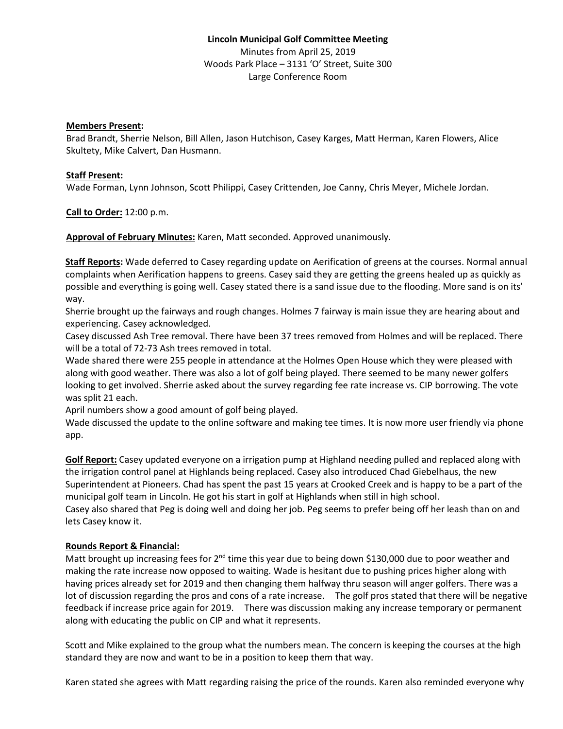**Lincoln Municipal Golf Committee Meeting**

Minutes from April 25, 2019

Woods Park Place – 3131 'O' Street, Suite 300

Large Conference Room

**Members Present:**

Brad Brandt, Sherrie Nelson, Bill Allen, Jason Hutchison, Casey Karges, Matt Herman, Karen Flowers, Alice Skultety, Mike Calvert, Dan Husmann.

**Staff Present:**

Wade Forman, Lynn Johnson, Scott Philippi, Casey Crittenden, Joe Canny, Chris Meyer, Michele Jordan.

**Call to Order:** 12:00 p.m.

**Approval of February Minutes:** Karen, Matt seconded. Approved unanimously.

**Staff Reports:** Wade deferred to Casey regarding update on Aerification of greens at the courses. Normal annual complaints when Aerification happens to greens. Casey said they are getting the greens healed up as quickly as possible and everything is going well. Casey stated there is a sand issue due to the flooding. More sand is on its' way.

Sherrie brought up the fairways and rough changes. Holmes 7 fairway is main issue they are hearing about and experiencing. Casey acknowledged.

Casey discussed Ash Tree removal. There have been 37 trees removed from Holmes and will be replaced. There will be a total of 72-73 Ash trees removed in total.

Wade shared there were 255 people in attendance at the Holmes Open House which they were pleased with along with good weather. There was also a lot of golf being played. There seemed to be many newer golfers looking to get involved. Sherrie asked about the survey regarding fee rate increase vs. CIP borrowing. The vote was split 21 each.

April numbers show a good amount of golf being played.

Wade discussed the update to the online software and making tee times. It is now more user friendly via phone app.

**Golf Report:** Casey updated everyone on a irrigation pump at Highland needing pulled and replaced along with the irrigation control panel at Highlands being replaced. Casey also introduced Chad Giebelhaus, the new Superintendent at Pioneers. Chad has spent the past 15 years at Crooked Creek and is happy to be a part of the municipal golf team in Lincoln. He got his start in golf at Highlands when still in high school.

Casey also shared that Peg is doing well and doing her job. Peg seems to prefer being off her leash than on and lets Casey know it.

**Rounds Report & Financial:**

Matt brought up increasing fees for 2nd time this year due to being down $130,000 due to poor weather and making the rate increase now opposed to waiting. Wade is hesitant due to pushing prices higher along with having prices already set for 2019 and then changing them halfway thru season will anger golfers. There was a lot of discussion regarding the pros and cons of a rate increase. The golf pros stated that there will be negative feedback if increase price again for 2019. There was discussion making any increase temporary or permanent along with educating the public on CIP and what it represents.

Scott and Mike explained to the group what the numbers mean. The concern is keeping the courses at the high standard they are now and want to be in a position to keep them that way.

Karen stated she agrees with Matt regarding raising the price of the rounds. Karen also reminded everyone why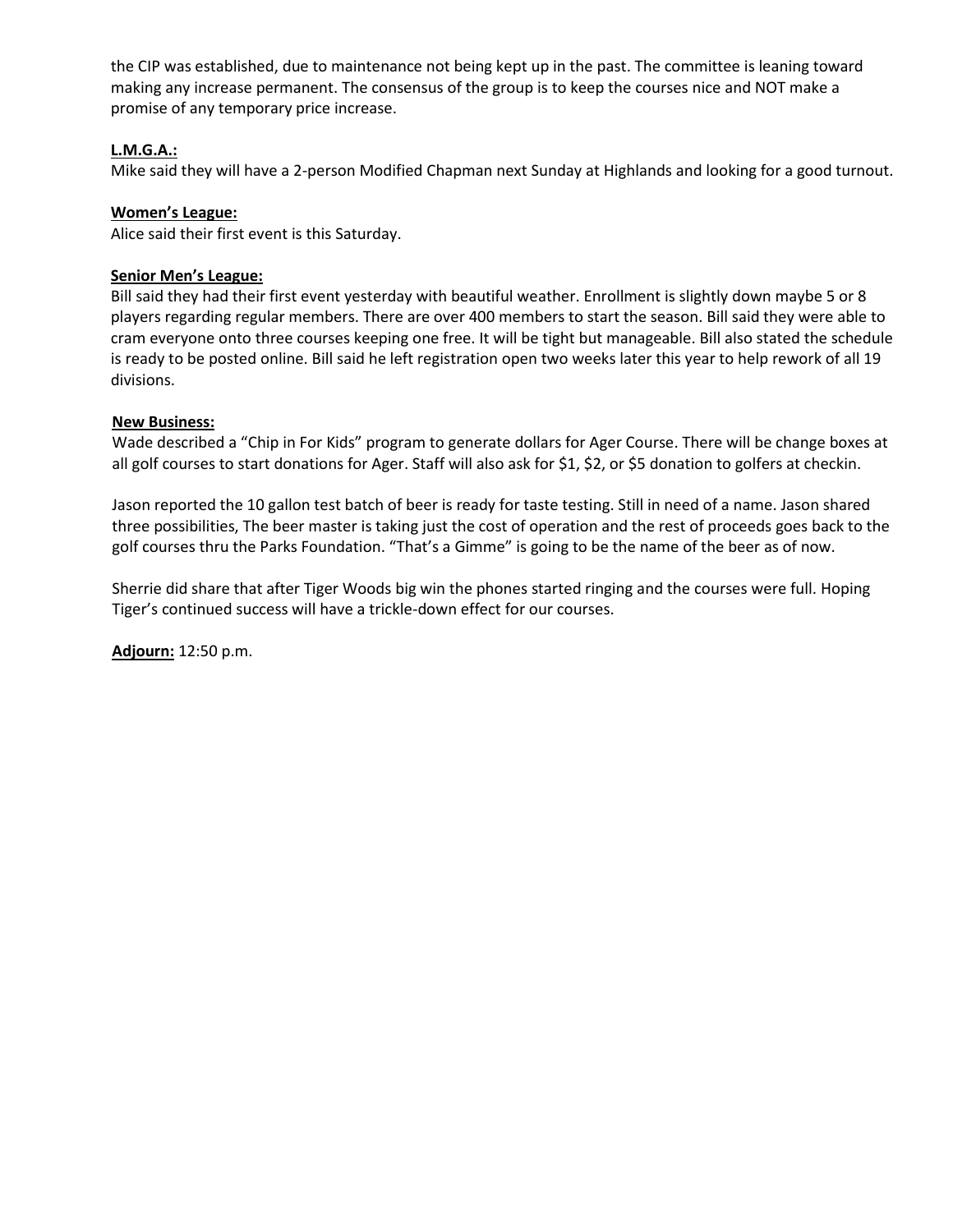the CIP was established, due to maintenance not being kept up in the past. The committee is leaning toward making any increase permanent. The consensus of the group is to keep the courses nice and NOT make a promise of any temporary price increase.

**L.M.G.A.:**
Mike said they will have a 2-person Modified Chapman next Sunday at Highlands and looking for a good turnout.

**Women's League:**
Alice said their first event is this Saturday.

**Senior Men's League:**
Bill said they had their first event yesterday with beautiful weather. Enrollment is slightly down maybe 5 or 8 players regarding regular members. There are over 400 members to start the season. Bill said they were able to cram everyone onto three courses keeping one free. It will be tight but manageable. Bill also stated the schedule is ready to be posted online. Bill said he left registration open two weeks later this year to help rework of all 19 divisions.

**New Business:**
Wade described a "Chip in For Kids" program to generate dollars for Ager Course. There will be change boxes at all golf courses to start donations for Ager. Staff will also ask for $1, $2, or $5 donation to golfers at checkin.

Jason reported the 10 gallon test batch of beer is ready for taste testing. Still in need of a name. Jason shared three possibilities, The beer master is taking just the cost of operation and the rest of proceeds goes back to the golf courses thru the Parks Foundation. "That's a Gimme" is going to be the name of the beer as of now.

Sherrie did share that after Tiger Woods big win the phones started ringing and the courses were full. Hoping Tiger's continued success will have a trickle-down effect for our courses.

**Adjourn:** 12:50 p.m.